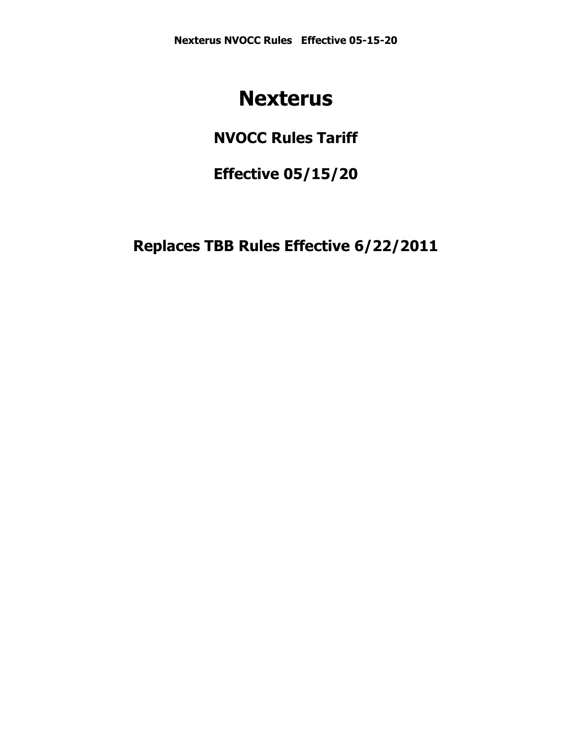# Nexterus

## NVOCC Rules Tariff

## Effective 05/15/20

## Replaces TBB Rules Effective 6/22/2011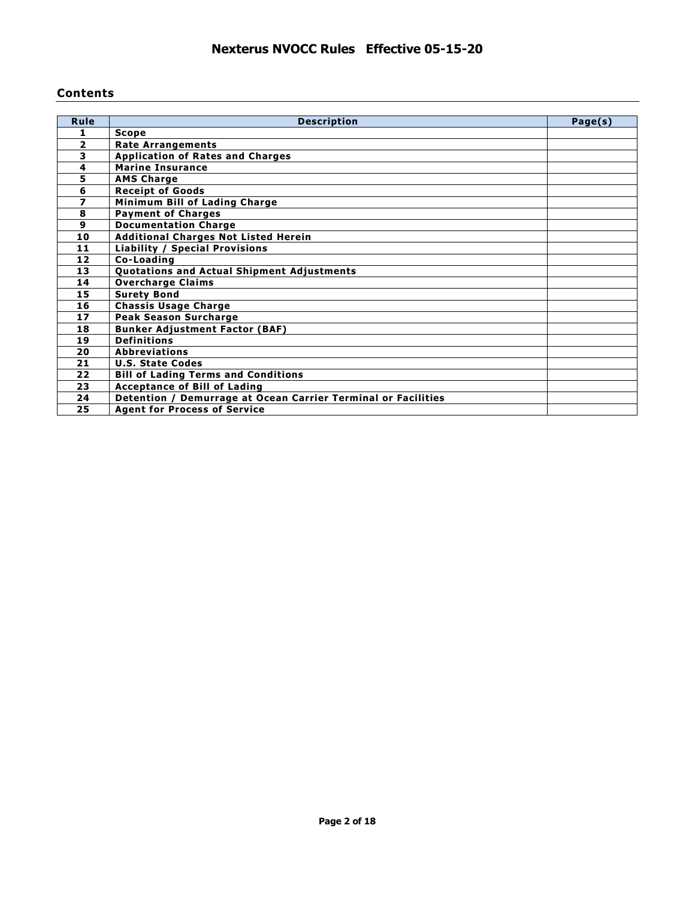# Nexterus NVOCC Rules Effective 05-15-20

## Contents

| Rule | Description | Page(s) |
|---|---|---|
| 1 | Scope | |
| 2 | Rate Arrangements | |
| 3 | Application of Rates and Charges | |
| 4 | Marine Insurance | |
| 5 | AMS Charge | |
| 6 | Receipt of Goods | |
| 7 | Minimum Bill of Lading Charge | |
| 8 | Payment of Charges | |
| 9 | Documentation Charge | |
| 10 | Additional Charges Not Listed Herein | |
| 11 | Liability / Special Provisions | |
| 12 | Co-Loading | |
| 13 | Quotations and Actual Shipment Adjustments | |
| 14 | Overcharge Claims | |
| 15 | Surety Bond | |
| 16 | Chassis Usage Charge | |
| 17 | Peak Season Surcharge | |
| 18 | Bunker Adjustment Factor (BAF) | |
| 19 | Definitions | |
| 20 | Abbreviations | |
| 21 | U.S. State Codes | |
| 22 | Bill of Lading Terms and Conditions | |
| 23 | Acceptance of Bill of Lading | |
| 24 | Detention / Demurrage at Ocean Carrier Terminal or Facilities | |
| 25 | Agent for Process of Service | |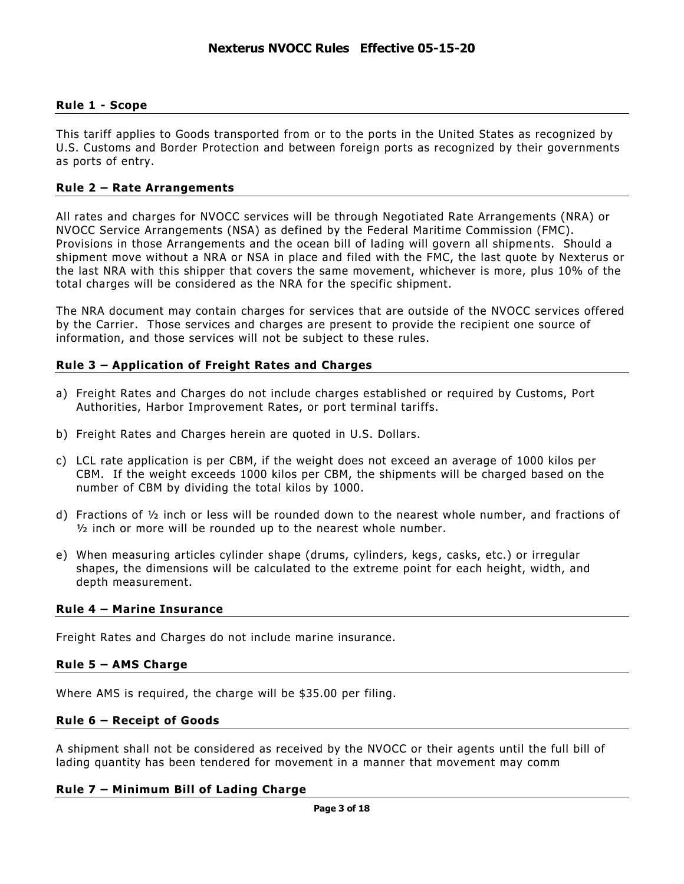# Nexterus NVOCC Rules Effective 05-15-20

## Rule 1 - Scope

This tariff applies to Goods transported from or to the ports in the United States as recognized by U.S. Customs and Border Protection and between foreign ports as recognized by their governments as ports of entry.

## Rule 2 – Rate Arrangements

All rates and charges for NVOCC services will be through Negotiated Rate Arrangements (NRA) or NVOCC Service Arrangements (NSA) as defined by the Federal Maritime Commission (FMC). Provisions in those Arrangements and the ocean bill of lading will govern all shipments. Should a shipment move without a NRA or NSA in place and filed with the FMC, the last quote by Nexterus or the last NRA with this shipper that covers the same movement, whichever is more, plus 10% of the total charges will be considered as the NRA for the specific shipment.

The NRA document may contain charges for services that are outside of the NVOCC services offered by the Carrier. Those services and charges are present to provide the recipient one source of information, and those services will not be subject to these rules.

## Rule 3 – Application of Freight Rates and Charges

a) Freight Rates and Charges do not include charges established or required by Customs, Port Authorities, Harbor Improvement Rates, or port terminal tariffs.

b) Freight Rates and Charges herein are quoted in U.S. Dollars.

c) LCL rate application is per CBM, if the weight does not exceed an average of 1000 kilos per CBM. If the weight exceeds 1000 kilos per CBM, the shipments will be charged based on the number of CBM by dividing the total kilos by 1000.

d) Fractions of ½ inch or less will be rounded down to the nearest whole number, and fractions of ½ inch or more will be rounded up to the nearest whole number.

e) When measuring articles cylinder shape (drums, cylinders, kegs, casks, etc.) or irregular shapes, the dimensions will be calculated to the extreme point for each height, width, and depth measurement.

## Rule 4 – Marine Insurance

Freight Rates and Charges do not include marine insurance.

## Rule 5 – AMS Charge

Where AMS is required, the charge will be $35.00 per filing.

## Rule 6 – Receipt of Goods

A shipment shall not be considered as received by the NVOCC or their agents until the full bill of lading quantity has been tendered for movement in a manner that movement may comm

## Rule 7 – Minimum Bill of Lading Charge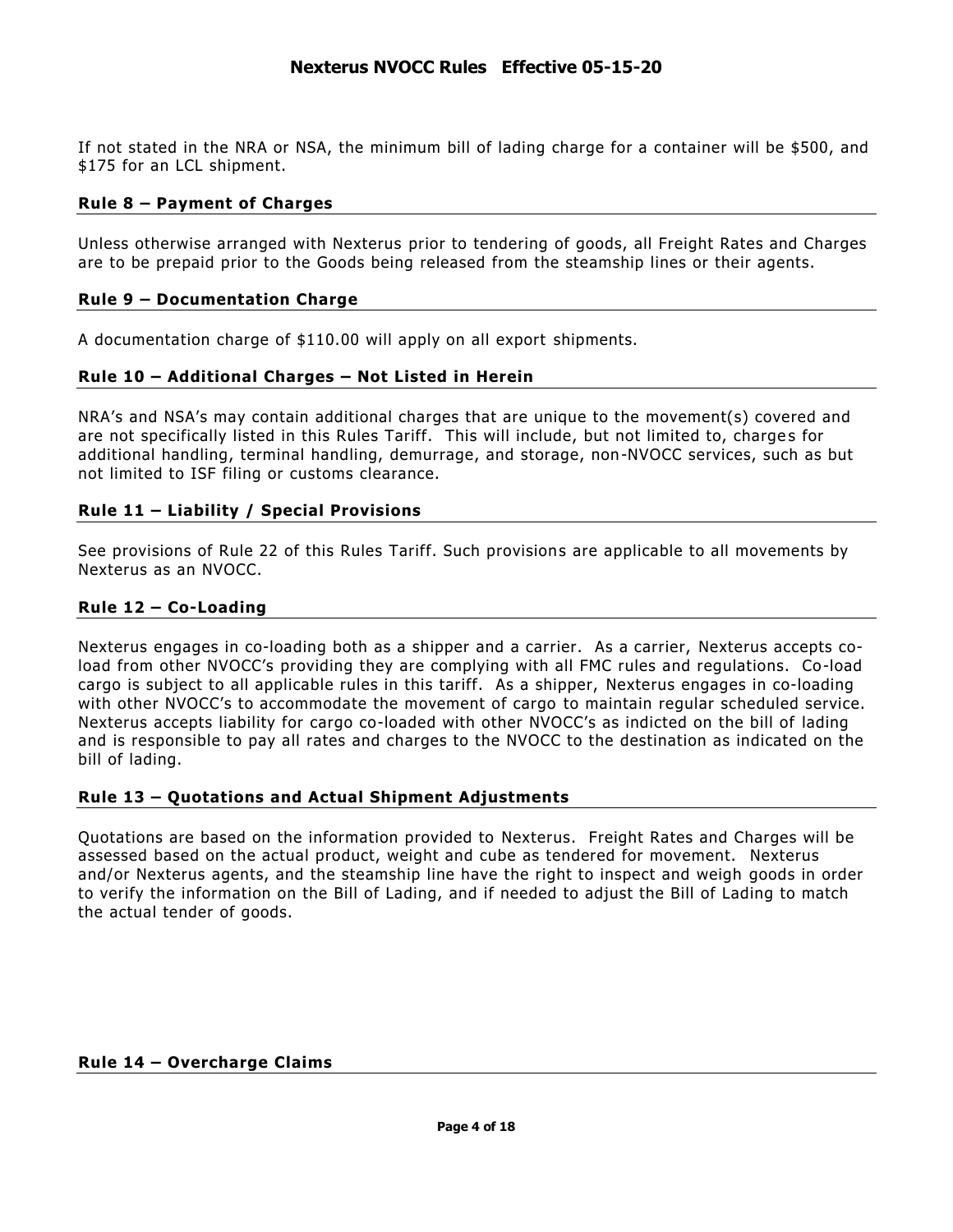If not stated in the NRA or NSA, the minimum bill of lading charge for a container will be $500, and $175 for an LCL shipment.

### Rule 8 – Payment of Charges

Unless otherwise arranged with Nexterus prior to tendering of goods, all Freight Rates and Charges are to be prepaid prior to the Goods being released from the steamship lines or their agents.

### Rule 9 – Documentation Charge

A documentation charge of $110.00 will apply on all export shipments.

### Rule 10 – Additional Charges – Not Listed in Herein

NRA's and NSA's may contain additional charges that are unique to the movement(s) covered and are not specifically listed in this Rules Tariff. This will include, but not limited to, charges for additional handling, terminal handling, demurrage, and storage, non-NVOCC services, such as but not limited to ISF filing or customs clearance.

### Rule 11 – Liability / Special Provisions

See provisions of Rule 22 of this Rules Tariff. Such provisions are applicable to all movements by Nexterus as an NVOCC.

### Rule 12 – Co-Loading

Nexterus engages in co-loading both as a shipper and a carrier. As a carrier, Nexterus accepts co-load from other NVOCC's providing they are complying with all FMC rules and regulations. Co-load cargo is subject to all applicable rules in this tariff. As a shipper, Nexterus engages in co-loading with other NVOCC's to accommodate the movement of cargo to maintain regular scheduled service. Nexterus accepts liability for cargo co-loaded with other NVOCC's as indicted on the bill of lading and is responsible to pay all rates and charges to the NVOCC to the destination as indicated on the bill of lading.

### Rule 13 – Quotations and Actual Shipment Adjustments

Quotations are based on the information provided to Nexterus. Freight Rates and Charges will be assessed based on the actual product, weight and cube as tendered for movement. Nexterus and/or Nexterus agents, and the steamship line have the right to inspect and weigh goods in order to verify the information on the Bill of Lading, and if needed to adjust the Bill of Lading to match the actual tender of goods.

### Rule 14 – Overcharge Claims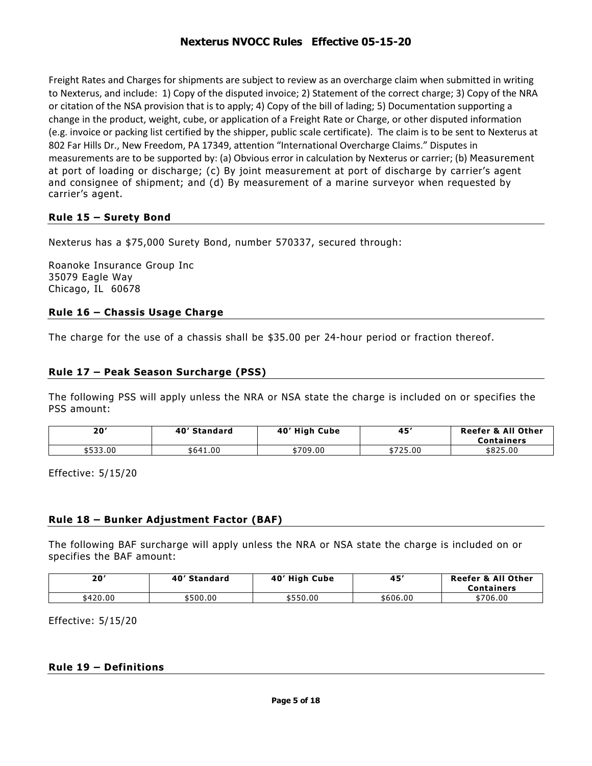Freight Rates and Charges for shipments are subject to review as an overcharge claim when submitted in writing to Nexterus, and include: 1) Copy of the disputed invoice; 2) Statement of the correct charge; 3) Copy of the NRA or citation of the NSA provision that is to apply; 4) Copy of the bill of lading; 5) Documentation supporting a change in the product, weight, cube, or application of a Freight Rate or Charge, or other disputed information (e.g. invoice or packing list certified by the shipper, public scale certificate). The claim is to be sent to Nexterus at 802 Far Hills Dr., New Freedom, PA 17349, attention "International Overcharge Claims." Disputes in measurements are to be supported by: (a) Obvious error in calculation by Nexterus or carrier; (b) Measurement at port of loading or discharge; (c) By joint measurement at port of discharge by carrier's agent and consignee of shipment; and (d) By measurement of a marine surveyor when requested by carrier's agent.

## Rule 15 – Surety Bond

Nexterus has a $75,000 Surety Bond, number 570337, secured through:

Roanoke Insurance Group Inc
35079 Eagle Way
Chicago, IL 60678

## Rule 16 – Chassis Usage Charge

The charge for the use of a chassis shall be $35.00 per 24-hour period or fraction thereof.

## Rule 17 – Peak Season Surcharge (PSS)

The following PSS will apply unless the NRA or NSA state the charge is included on or specifies the PSS amount:

| 20' | 40' Standard | 40' High Cube | 45' | Reefer & All Other Containers |
|---|---|---|---|---|
| $533.00 | $641.00 | $709.00 | $725.00 | $825.00 |

Effective: 5/15/20

## Rule 18 – Bunker Adjustment Factor (BAF)

The following BAF surcharge will apply unless the NRA or NSA state the charge is included on or specifies the BAF amount:

| 20' | 40' Standard | 40' High Cube | 45' | Reefer & All Other Containers |
|---|---|---|---|---|
| $420.00 | $500.00 | $550.00 | $606.00 | $706.00 |

Effective: 5/15/20

## Rule 19 – Definitions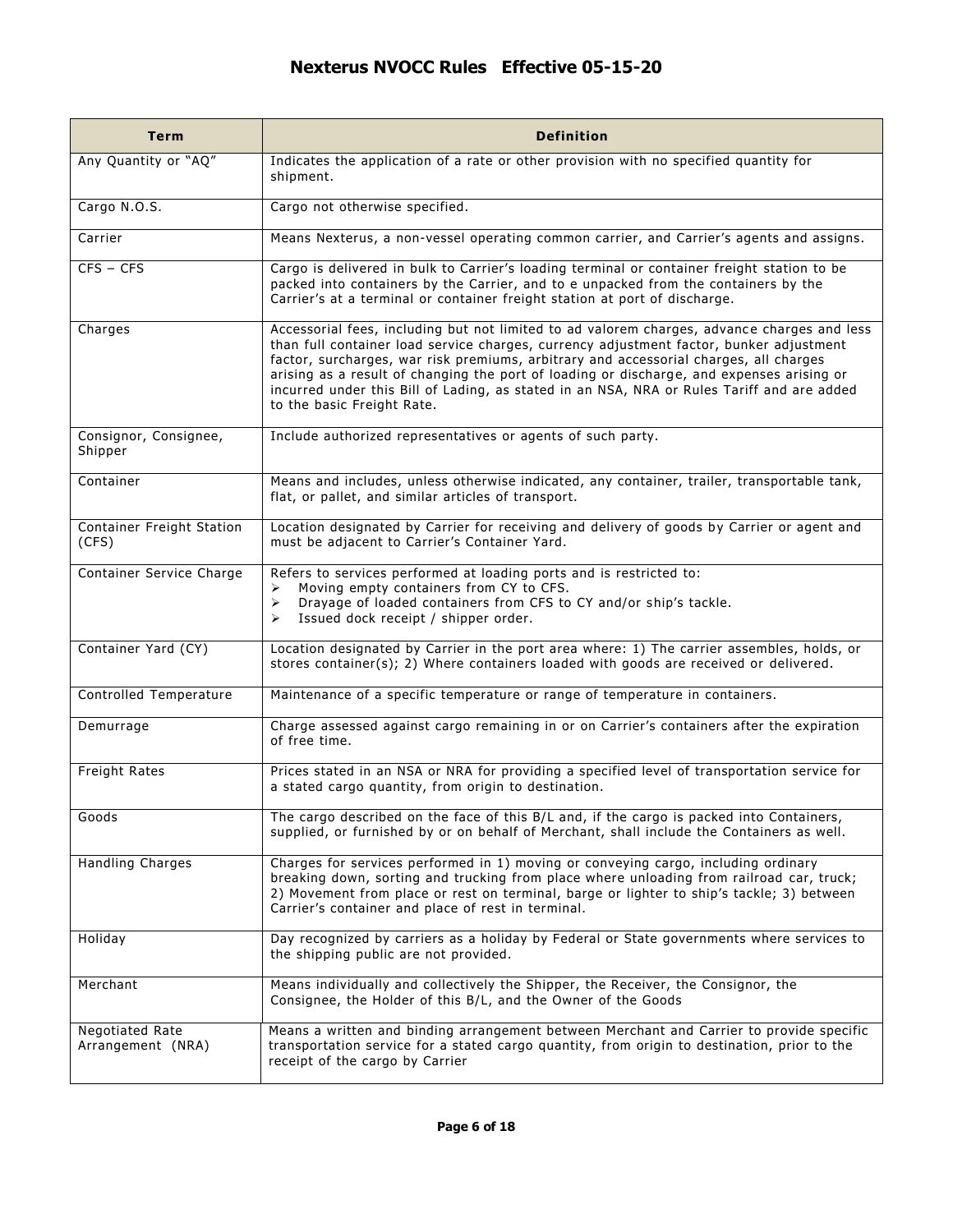| Term | Definition |
|---|---|
| Any Quantity or "AQ" | Indicates the application of a rate or other provision with no specified quantity for shipment. |
| Cargo N.O.S. | Cargo not otherwise specified. |
| Carrier | Means Nexterus, a non-vessel operating common carrier, and Carrier's agents and assigns. |
| CFS – CFS | Cargo is delivered in bulk to Carrier's loading terminal or container freight station to be packed into containers by the Carrier, and to e unpacked from the containers by the Carrier's at a terminal or container freight station at port of discharge. |
| Charges | Accessorial fees, including but not limited to ad valorem charges, advance charges and less than full container load service charges, currency adjustment factor, bunker adjustment factor, surcharges, war risk premiums, arbitrary and accessorial charges, all charges arising as a result of changing the port of loading or discharge, and expenses arising or incurred under this Bill of Lading, as stated in an NSA, NRA or Rules Tariff and are added to the basic Freight Rate. |
| Consignor, Consignee, Shipper | Include authorized representatives or agents of such party. |
| Container | Means and includes, unless otherwise indicated, any container, trailer, transportable tank, flat, or pallet, and similar articles of transport. |
| Container Freight Station (CFS) | Location designated by Carrier for receiving and delivery of goods by Carrier or agent and must be adjacent to Carrier's Container Yard. |
| Container Service Charge | Refers to services performed at loading ports and is restricted to:<br>➢ Moving empty containers from CY to CFS.<br>➢ Drayage of loaded containers from CFS to CY and/or ship's tackle.<br>➢ Issued dock receipt / shipper order. |
| Container Yard (CY) | Location designated by Carrier in the port area where: 1) The carrier assembles, holds, or stores container(s); 2) Where containers loaded with goods are received or delivered. |
| Controlled Temperature | Maintenance of a specific temperature or range of temperature in containers. |
| Demurrage | Charge assessed against cargo remaining in or on Carrier's containers after the expiration of free time. |
| Freight Rates | Prices stated in an NSA or NRA for providing a specified level of transportation service for a stated cargo quantity, from origin to destination. |
| Goods | The cargo described on the face of this B/L and, if the cargo is packed into Containers, supplied, or furnished by or on behalf of Merchant, shall include the Containers as well. |
| Handling Charges | Charges for services performed in 1) moving or conveying cargo, including ordinary breaking down, sorting and trucking from place where unloading from railroad car, truck; 2) Movement from place or rest on terminal, barge or lighter to ship's tackle; 3) between Carrier's container and place of rest in terminal. |
| Holiday | Day recognized by carriers as a holiday by Federal or State governments where services to the shipping public are not provided. |
| Merchant | Means individually and collectively the Shipper, the Receiver, the Consignor, the Consignee, the Holder of this B/L, and the Owner of the Goods |
| Negotiated Rate Arrangement (NRA) | Means a written and binding arrangement between Merchant and Carrier to provide specific transportation service for a stated cargo quantity, from origin to destination, prior to the receipt of the cargo by Carrier |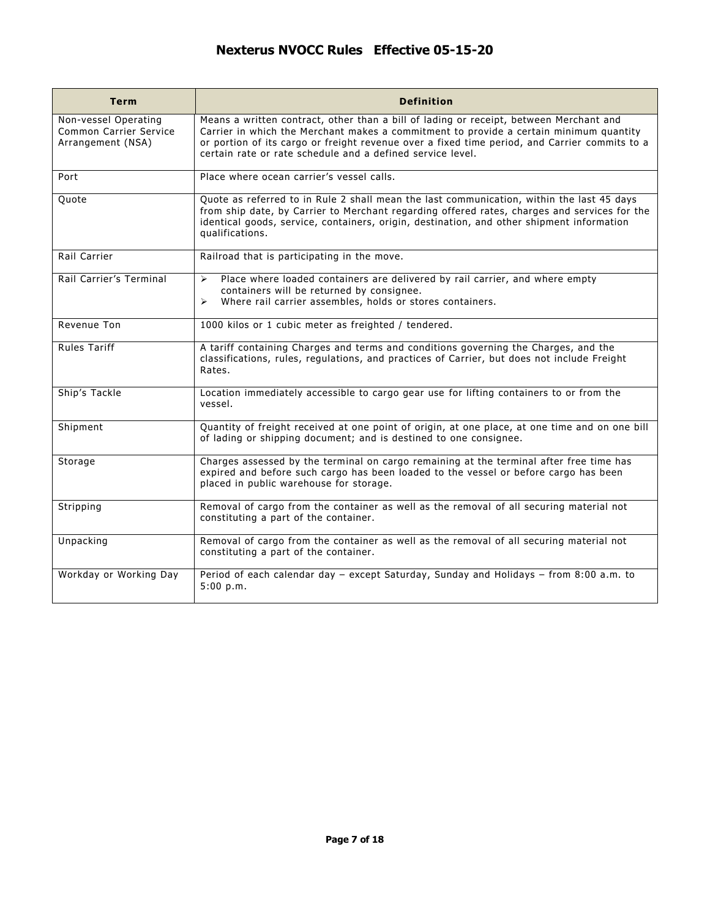| Term | Definition |
|---|---|
| Non-vessel Operating Common Carrier Service Arrangement (NSA) | Means a written contract, other than a bill of lading or receipt, between Merchant and Carrier in which the Merchant makes a commitment to provide a certain minimum quantity or portion of its cargo or freight revenue over a fixed time period, and Carrier commits to a certain rate or rate schedule and a defined service level. |
| Port | Place where ocean carrier's vessel calls. |
| Quote | Quote as referred to in Rule 2 shall mean the last communication, within the last 45 days from ship date, by Carrier to Merchant regarding offered rates, charges and services for the identical goods, service, containers, origin, destination, and other shipment information qualifications. |
| Rail Carrier | Railroad that is participating in the move. |
| Rail Carrier's Terminal | ➢ Place where loaded containers are delivered by rail carrier, and where empty containers will be returned by consignee.<br>➢ Where rail carrier assembles, holds or stores containers. |
| Revenue Ton | 1000 kilos or 1 cubic meter as freighted / tendered. |
| Rules Tariff | A tariff containing Charges and terms and conditions governing the Charges, and the classifications, rules, regulations, and practices of Carrier, but does not include Freight Rates. |
| Ship's Tackle | Location immediately accessible to cargo gear use for lifting containers to or from the vessel. |
| Shipment | Quantity of freight received at one point of origin, at one place, at one time and on one bill of lading or shipping document; and is destined to one consignee. |
| Storage | Charges assessed by the terminal on cargo remaining at the terminal after free time has expired and before such cargo has been loaded to the vessel or before cargo has been placed in public warehouse for storage. |
| Stripping | Removal of cargo from the container as well as the removal of all securing material not constituting a part of the container. |
| Unpacking | Removal of cargo from the container as well as the removal of all securing material not constituting a part of the container. |
| Workday or Working Day | Period of each calendar day – except Saturday, Sunday and Holidays – from 8:00 a.m. to 5:00 p.m. |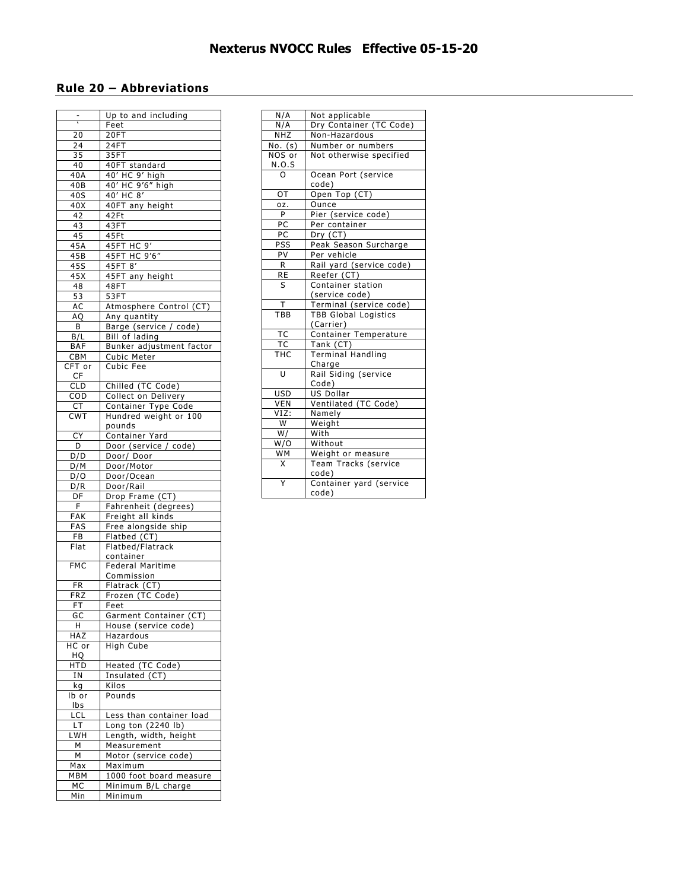## Rule 20 – Abbreviations

| | |
|---|---|
| - | Up to and including |
| ` | Feet |
| 20 | 20FT |
| 24 | 24FT |
| 35 | 35FT |
| 40 | 40FT standard |
| 40A | 40' HC 9' high |
| 40B | 40' HC 9'6" high |
| 40S | 40' HC 8' |
| 40X | 40FT any height |
| 42 | 42Ft |
| 43 | 43FT |
| 45 | 45Ft |
| 45A | 45FT HC 9' |
| 45B | 45FT HC 9'6" |
| 45S | 45FT 8' |
| 45X | 45FT any height |
| 48 | 48FT |
| 53 | 53FT |
| AC | Atmosphere Control (CT) |
| AQ | Any quantity |
| B | Barge (service / code) |
| B/L | Bill of lading |
| BAF | Bunker adjustment factor |
| CBM | Cubic Meter |
| CFT or CF | Cubic Fee |
| CLD | Chilled (TC Code) |
| COD | Collect on Delivery |
| CT | Container Type Code |
| CWT | Hundred weight or 100 pounds |
| CY | Container Yard |
| D | Door (service / code) |
| D/D | Door/ Door |
| D/M | Door/Motor |
| D/O | Door/Ocean |
| D/R | Door/Rail |
| DF | Drop Frame (CT) |
| F | Fahrenheit (degrees) |
| FAK | Freight all kinds |
| FAS | Free alongside ship |
| FB | Flatbed (CT) |
| Flat | Flatbed/Flatrack container |
| FMC | Federal Maritime Commission |
| FR | Flatrack (CT) |
| FRZ | Frozen (TC Code) |
| FT | Feet |
| GC | Garment Container (CT) |
| H | House (service code) |
| HAZ | Hazardous |
| HC or HQ | High Cube |
| HTD | Heated (TC Code) |
| IN | Insulated (CT) |
| kg | Kilos |
| lb or lbs | Pounds |
| LCL | Less than container load |
| LT | Long ton (2240 lb) |
| LWH | Length, width, height |
| M | Measurement |
| M | Motor (service code) |
| Max | Maximum |
| MBM | 1000 foot board measure |
| MC | Minimum B/L charge |
| Min | Minimum |
| N/A | Not applicable |
| N/A | Dry Container (TC Code) |
| NHZ | Non-Hazardous |
| No. (s) | Number or numbers |
| NOS or N.O.S | Not otherwise specified |
| O | Ocean Port (service code) |
| OT | Open Top (CT) |
| oz. | Ounce |
| P | Pier (service code) |
| PC | Per container |
| PC | Dry (CT) |
| PSS | Peak Season Surcharge |
| PV | Per vehicle |
| R | Rail yard (service code) |
| RE | Reefer (CT) |
| S | Container station (service code) |
| T | Terminal (service code) |
| TBB | TBB Global Logistics (Carrier) |
| TC | Container Temperature |
| TC | Tank (CT) |
| THC | Terminal Handling Charge |
| U | Rail Siding (service Code) |
| USD | US Dollar |
| VEN | Ventilated (TC Code) |
| VIZ: | Namely |
| W | Weight |
| W/ | With |
| W/O | Without |
| WM | Weight or measure |
| X | Team Tracks (service code) |
| Y | Container yard (service code) |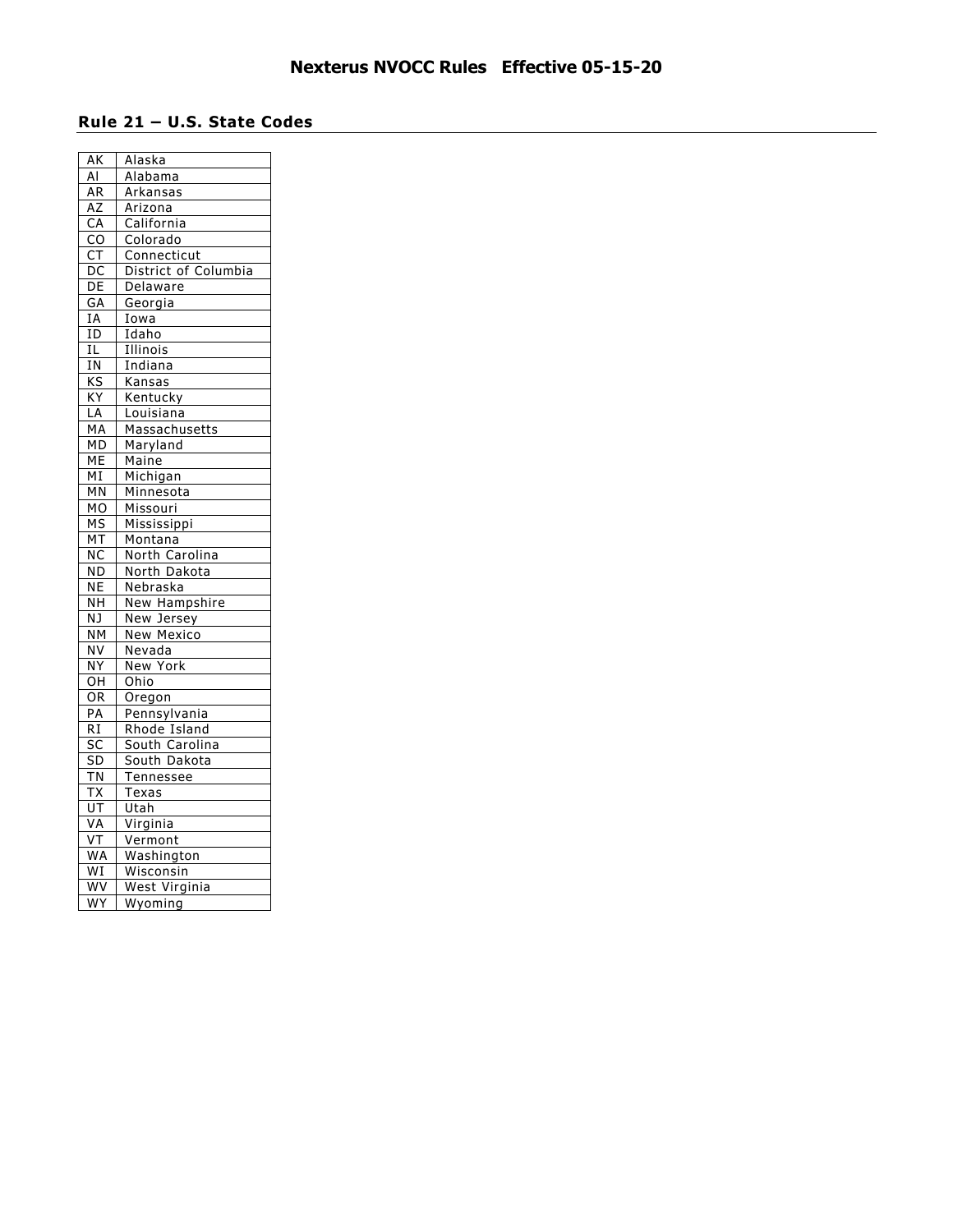## Rule 21 – U.S. State Codes

| | |
|---|---|
| AK | Alaska |
| Al | Alabama |
| AR | Arkansas |
| AZ | Arizona |
| CA | California |
| CO | Colorado |
| CT | Connecticut |
| DC | District of Columbia |
| DE | Delaware |
| GA | Georgia |
| IA | Iowa |
| ID | Idaho |
| IL | Illinois |
| IN | Indiana |
| KS | Kansas |
| KY | Kentucky |
| LA | Louisiana |
| MA | Massachusetts |
| MD | Maryland |
| ME | Maine |
| MI | Michigan |
| MN | Minnesota |
| MO | Missouri |
| MS | Mississippi |
| MT | Montana |
| NC | North Carolina |
| ND | North Dakota |
| NE | Nebraska |
| NH | New Hampshire |
| NJ | New Jersey |
| NM | New Mexico |
| NV | Nevada |
| NY | New York |
| OH | Ohio |
| OR | Oregon |
| PA | Pennsylvania |
| RI | Rhode Island |
| SC | South Carolina |
| SD | South Dakota |
| TN | Tennessee |
| TX | Texas |
| UT | Utah |
| VA | Virginia |
| VT | Vermont |
| WA | Washington |
| WI | Wisconsin |
| WV | West Virginia |
| WY | Wyoming |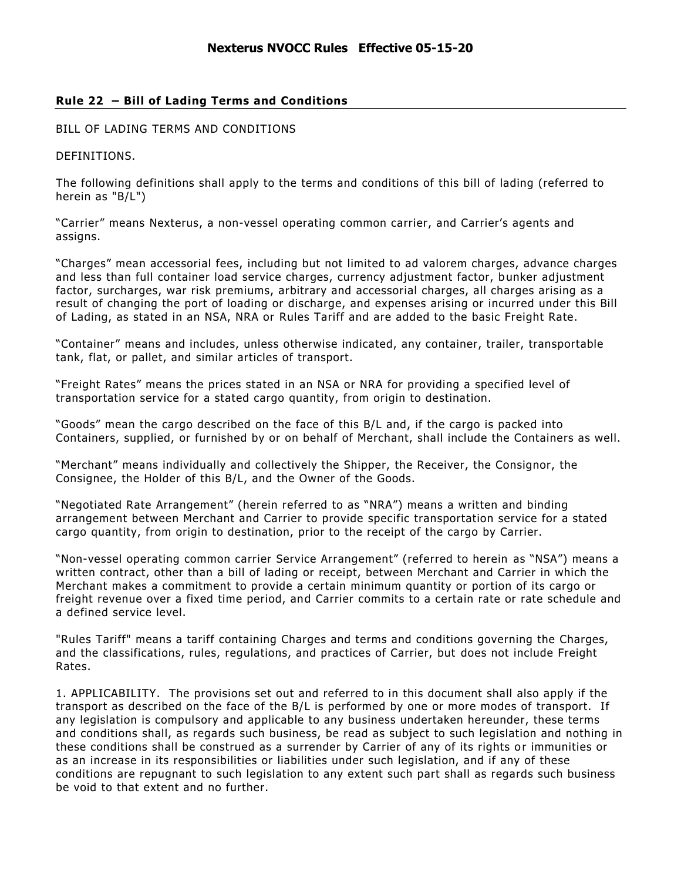## Rule 22 – Bill of Lading Terms and Conditions

BILL OF LADING TERMS AND CONDITIONS

DEFINITIONS.

The following definitions shall apply to the terms and conditions of this bill of lading (referred to herein as "B/L")

"Carrier" means Nexterus, a non-vessel operating common carrier, and Carrier's agents and assigns.

"Charges" mean accessorial fees, including but not limited to ad valorem charges, advance charges and less than full container load service charges, currency adjustment factor, bunker adjustment factor, surcharges, war risk premiums, arbitrary and accessorial charges, all charges arising as a result of changing the port of loading or discharge, and expenses arising or incurred under this Bill of Lading, as stated in an NSA, NRA or Rules Tariff and are added to the basic Freight Rate.

"Container" means and includes, unless otherwise indicated, any container, trailer, transportable tank, flat, or pallet, and similar articles of transport.

"Freight Rates" means the prices stated in an NSA or NRA for providing a specified level of transportation service for a stated cargo quantity, from origin to destination.

"Goods" mean the cargo described on the face of this B/L and, if the cargo is packed into Containers, supplied, or furnished by or on behalf of Merchant, shall include the Containers as well.

"Merchant" means individually and collectively the Shipper, the Receiver, the Consignor, the Consignee, the Holder of this B/L, and the Owner of the Goods.

"Negotiated Rate Arrangement" (herein referred to as "NRA") means a written and binding arrangement between Merchant and Carrier to provide specific transportation service for a stated cargo quantity, from origin to destination, prior to the receipt of the cargo by Carrier.

"Non-vessel operating common carrier Service Arrangement" (referred to herein as "NSA") means a written contract, other than a bill of lading or receipt, between Merchant and Carrier in which the Merchant makes a commitment to provide a certain minimum quantity or portion of its cargo or freight revenue over a fixed time period, and Carrier commits to a certain rate or rate schedule and a defined service level.

"Rules Tariff" means a tariff containing Charges and terms and conditions governing the Charges, and the classifications, rules, regulations, and practices of Carrier, but does not include Freight Rates.

1. APPLICABILITY. The provisions set out and referred to in this document shall also apply if the transport as described on the face of the B/L is performed by one or more modes of transport. If any legislation is compulsory and applicable to any business undertaken hereunder, these terms and conditions shall, as regards such business, be read as subject to such legislation and nothing in these conditions shall be construed as a surrender by Carrier of any of its rights or immunities or as an increase in its responsibilities or liabilities under such legislation, and if any of these conditions are repugnant to such legislation to any extent such part shall as regards such business be void to that extent and no further.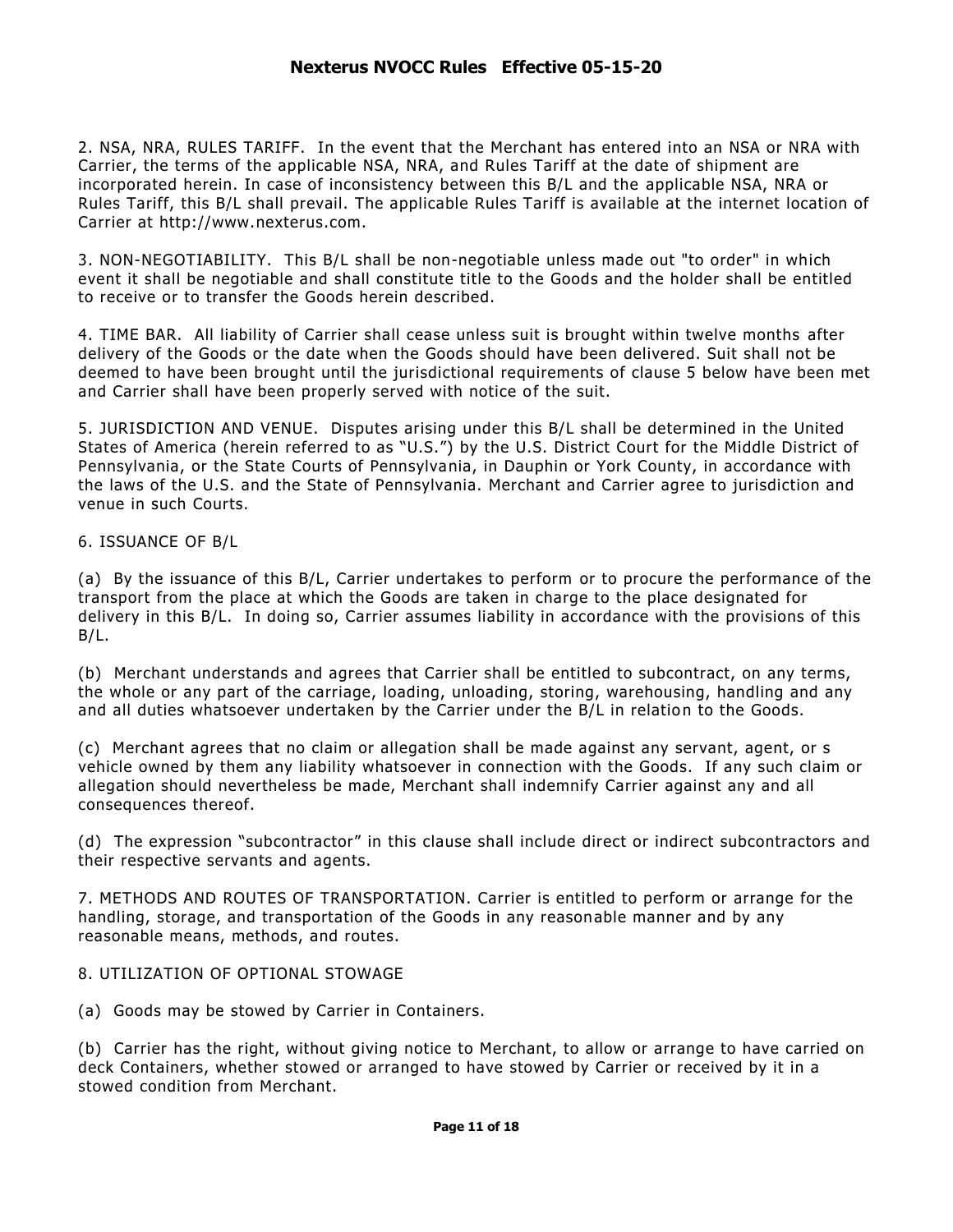2. NSA, NRA, RULES TARIFF. In the event that the Merchant has entered into an NSA or NRA with Carrier, the terms of the applicable NSA, NRA, and Rules Tariff at the date of shipment are incorporated herein. In case of inconsistency between this B/L and the applicable NSA, NRA or Rules Tariff, this B/L shall prevail. The applicable Rules Tariff is available at the internet location of Carrier at http://www.nexterus.com.

3. NON-NEGOTIABILITY. This B/L shall be non-negotiable unless made out "to order" in which event it shall be negotiable and shall constitute title to the Goods and the holder shall be entitled to receive or to transfer the Goods herein described.

4. TIME BAR. All liability of Carrier shall cease unless suit is brought within twelve months after delivery of the Goods or the date when the Goods should have been delivered. Suit shall not be deemed to have been brought until the jurisdictional requirements of clause 5 below have been met and Carrier shall have been properly served with notice of the suit.

5. JURISDICTION AND VENUE. Disputes arising under this B/L shall be determined in the United States of America (herein referred to as "U.S.") by the U.S. District Court for the Middle District of Pennsylvania, or the State Courts of Pennsylvania, in Dauphin or York County, in accordance with the laws of the U.S. and the State of Pennsylvania. Merchant and Carrier agree to jurisdiction and venue in such Courts.

6. ISSUANCE OF B/L

(a) By the issuance of this B/L, Carrier undertakes to perform or to procure the performance of the transport from the place at which the Goods are taken in charge to the place designated for delivery in this B/L. In doing so, Carrier assumes liability in accordance with the provisions of this B/L.

(b) Merchant understands and agrees that Carrier shall be entitled to subcontract, on any terms, the whole or any part of the carriage, loading, unloading, storing, warehousing, handling and any and all duties whatsoever undertaken by the Carrier under the B/L in relation to the Goods.

(c) Merchant agrees that no claim or allegation shall be made against any servant, agent, or s vehicle owned by them any liability whatsoever in connection with the Goods. If any such claim or allegation should nevertheless be made, Merchant shall indemnify Carrier against any and all consequences thereof.

(d) The expression "subcontractor" in this clause shall include direct or indirect subcontractors and their respective servants and agents.

7. METHODS AND ROUTES OF TRANSPORTATION. Carrier is entitled to perform or arrange for the handling, storage, and transportation of the Goods in any reasonable manner and by any reasonable means, methods, and routes.

8. UTILIZATION OF OPTIONAL STOWAGE

(a) Goods may be stowed by Carrier in Containers.

(b) Carrier has the right, without giving notice to Merchant, to allow or arrange to have carried on deck Containers, whether stowed or arranged to have stowed by Carrier or received by it in a stowed condition from Merchant.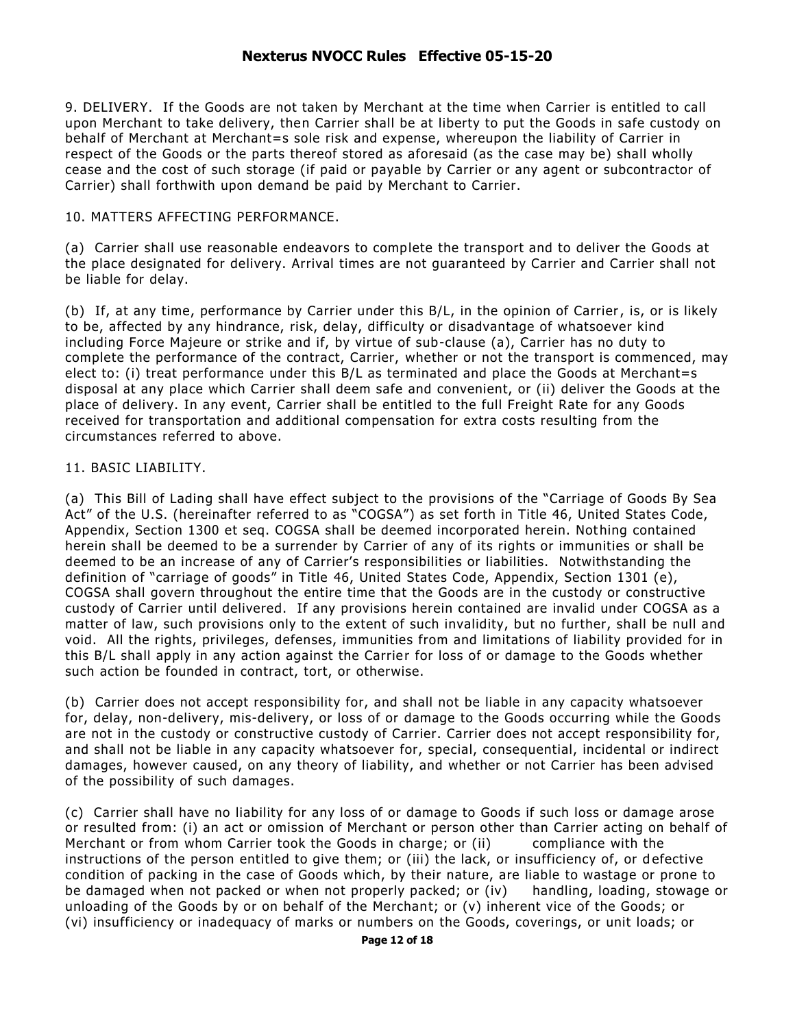9. DELIVERY. If the Goods are not taken by Merchant at the time when Carrier is entitled to call upon Merchant to take delivery, then Carrier shall be at liberty to put the Goods in safe custody on behalf of Merchant at Merchant=s sole risk and expense, whereupon the liability of Carrier in respect of the Goods or the parts thereof stored as aforesaid (as the case may be) shall wholly cease and the cost of such storage (if paid or payable by Carrier or any agent or subcontractor of Carrier) shall forthwith upon demand be paid by Merchant to Carrier.

10. MATTERS AFFECTING PERFORMANCE.

(a) Carrier shall use reasonable endeavors to complete the transport and to deliver the Goods at the place designated for delivery. Arrival times are not guaranteed by Carrier and Carrier shall not be liable for delay.

(b) If, at any time, performance by Carrier under this B/L, in the opinion of Carrier, is, or is likely to be, affected by any hindrance, risk, delay, difficulty or disadvantage of whatsoever kind including Force Majeure or strike and if, by virtue of sub-clause (a), Carrier has no duty to complete the performance of the contract, Carrier, whether or not the transport is commenced, may elect to: (i) treat performance under this B/L as terminated and place the Goods at Merchant=s disposal at any place which Carrier shall deem safe and convenient, or (ii) deliver the Goods at the place of delivery. In any event, Carrier shall be entitled to the full Freight Rate for any Goods received for transportation and additional compensation for extra costs resulting from the circumstances referred to above.

11. BASIC LIABILITY.

(a) This Bill of Lading shall have effect subject to the provisions of the "Carriage of Goods By Sea Act" of the U.S. (hereinafter referred to as "COGSA") as set forth in Title 46, United States Code, Appendix, Section 1300 et seq. COGSA shall be deemed incorporated herein. Nothing contained herein shall be deemed to be a surrender by Carrier of any of its rights or immunities or shall be deemed to be an increase of any of Carrier's responsibilities or liabilities. Notwithstanding the definition of "carriage of goods" in Title 46, United States Code, Appendix, Section 1301 (e), COGSA shall govern throughout the entire time that the Goods are in the custody or constructive custody of Carrier until delivered. If any provisions herein contained are invalid under COGSA as a matter of law, such provisions only to the extent of such invalidity, but no further, shall be null and void. All the rights, privileges, defenses, immunities from and limitations of liability provided for in this B/L shall apply in any action against the Carrier for loss of or damage to the Goods whether such action be founded in contract, tort, or otherwise.

(b) Carrier does not accept responsibility for, and shall not be liable in any capacity whatsoever for, delay, non-delivery, mis-delivery, or loss of or damage to the Goods occurring while the Goods are not in the custody or constructive custody of Carrier. Carrier does not accept responsibility for, and shall not be liable in any capacity whatsoever for, special, consequential, incidental or indirect damages, however caused, on any theory of liability, and whether or not Carrier has been advised of the possibility of such damages.

(c) Carrier shall have no liability for any loss of or damage to Goods if such loss or damage arose or resulted from: (i) an act or omission of Merchant or person other than Carrier acting on behalf of Merchant or from whom Carrier took the Goods in charge; or (ii) compliance with the instructions of the person entitled to give them; or (iii) the lack, or insufficiency of, or defective condition of packing in the case of Goods which, by their nature, are liable to wastage or prone to be damaged when not packed or when not properly packed; or (iv) handling, loading, stowage or unloading of the Goods by or on behalf of the Merchant; or (v) inherent vice of the Goods; or (vi) insufficiency or inadequacy of marks or numbers on the Goods, coverings, or unit loads; or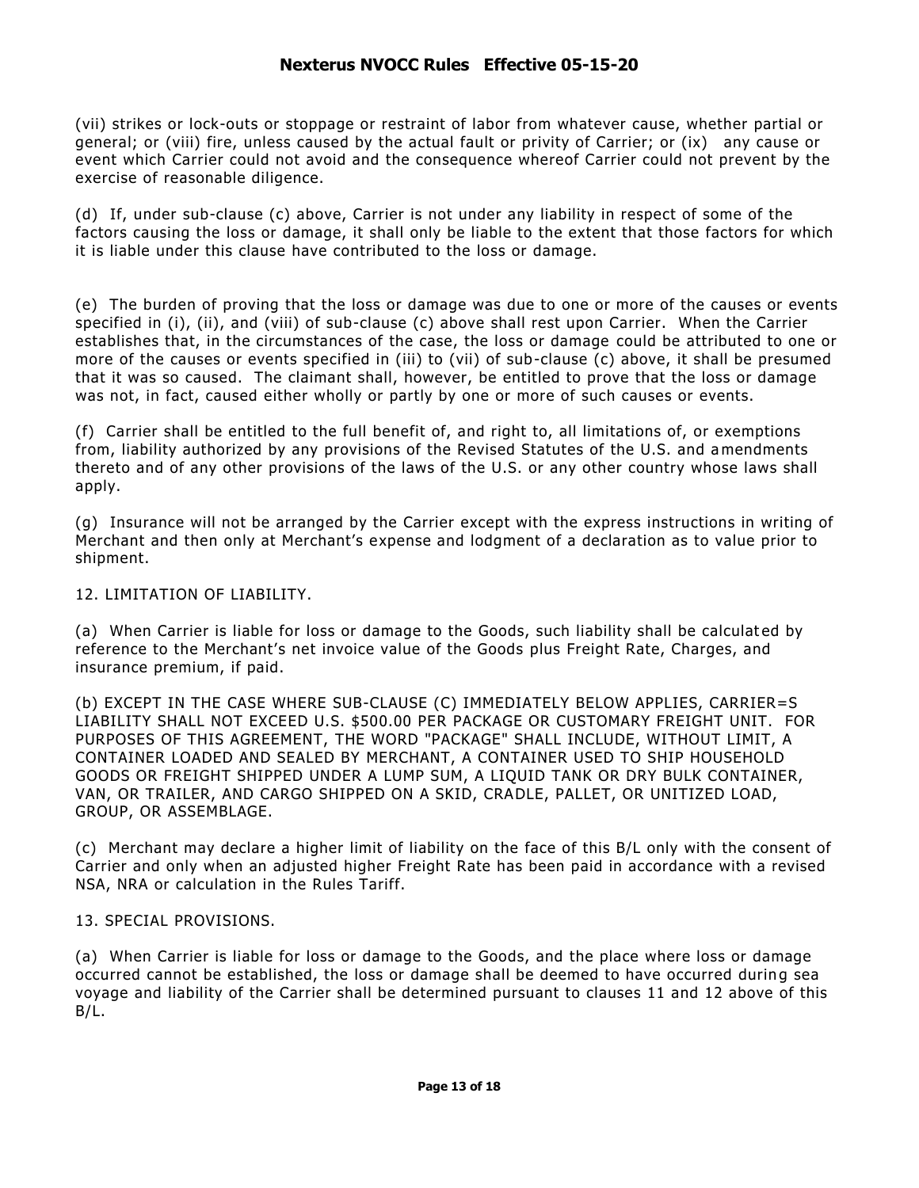(vii) strikes or lock-outs or stoppage or restraint of labor from whatever cause, whether partial or general; or (viii) fire, unless caused by the actual fault or privity of Carrier; or (ix) any cause or event which Carrier could not avoid and the consequence whereof Carrier could not prevent by the exercise of reasonable diligence.

(d) If, under sub-clause (c) above, Carrier is not under any liability in respect of some of the factors causing the loss or damage, it shall only be liable to the extent that those factors for which it is liable under this clause have contributed to the loss or damage.

(e) The burden of proving that the loss or damage was due to one or more of the causes or events specified in (i), (ii), and (viii) of sub-clause (c) above shall rest upon Carrier. When the Carrier establishes that, in the circumstances of the case, the loss or damage could be attributed to one or more of the causes or events specified in (iii) to (vii) of sub-clause (c) above, it shall be presumed that it was so caused. The claimant shall, however, be entitled to prove that the loss or damage was not, in fact, caused either wholly or partly by one or more of such causes or events.

(f) Carrier shall be entitled to the full benefit of, and right to, all limitations of, or exemptions from, liability authorized by any provisions of the Revised Statutes of the U.S. and amendments thereto and of any other provisions of the laws of the U.S. or any other country whose laws shall apply.

(g) Insurance will not be arranged by the Carrier except with the express instructions in writing of Merchant and then only at Merchant's expense and lodgment of a declaration as to value prior to shipment.

12. LIMITATION OF LIABILITY.

(a) When Carrier is liable for loss or damage to the Goods, such liability shall be calculated by reference to the Merchant's net invoice value of the Goods plus Freight Rate, Charges, and insurance premium, if paid.

(b) EXCEPT IN THE CASE WHERE SUB-CLAUSE (C) IMMEDIATELY BELOW APPLIES, CARRIER=S LIABILITY SHALL NOT EXCEED U.S. $500.00 PER PACKAGE OR CUSTOMARY FREIGHT UNIT. FOR PURPOSES OF THIS AGREEMENT, THE WORD "PACKAGE" SHALL INCLUDE, WITHOUT LIMIT, A CONTAINER LOADED AND SEALED BY MERCHANT, A CONTAINER USED TO SHIP HOUSEHOLD GOODS OR FREIGHT SHIPPED UNDER A LUMP SUM, A LIQUID TANK OR DRY BULK CONTAINER, VAN, OR TRAILER, AND CARGO SHIPPED ON A SKID, CRADLE, PALLET, OR UNITIZED LOAD, GROUP, OR ASSEMBLAGE.

(c) Merchant may declare a higher limit of liability on the face of this B/L only with the consent of Carrier and only when an adjusted higher Freight Rate has been paid in accordance with a revised NSA, NRA or calculation in the Rules Tariff.

13. SPECIAL PROVISIONS.

(a) When Carrier is liable for loss or damage to the Goods, and the place where loss or damage occurred cannot be established, the loss or damage shall be deemed to have occurred during sea voyage and liability of the Carrier shall be determined pursuant to clauses 11 and 12 above of this B/L.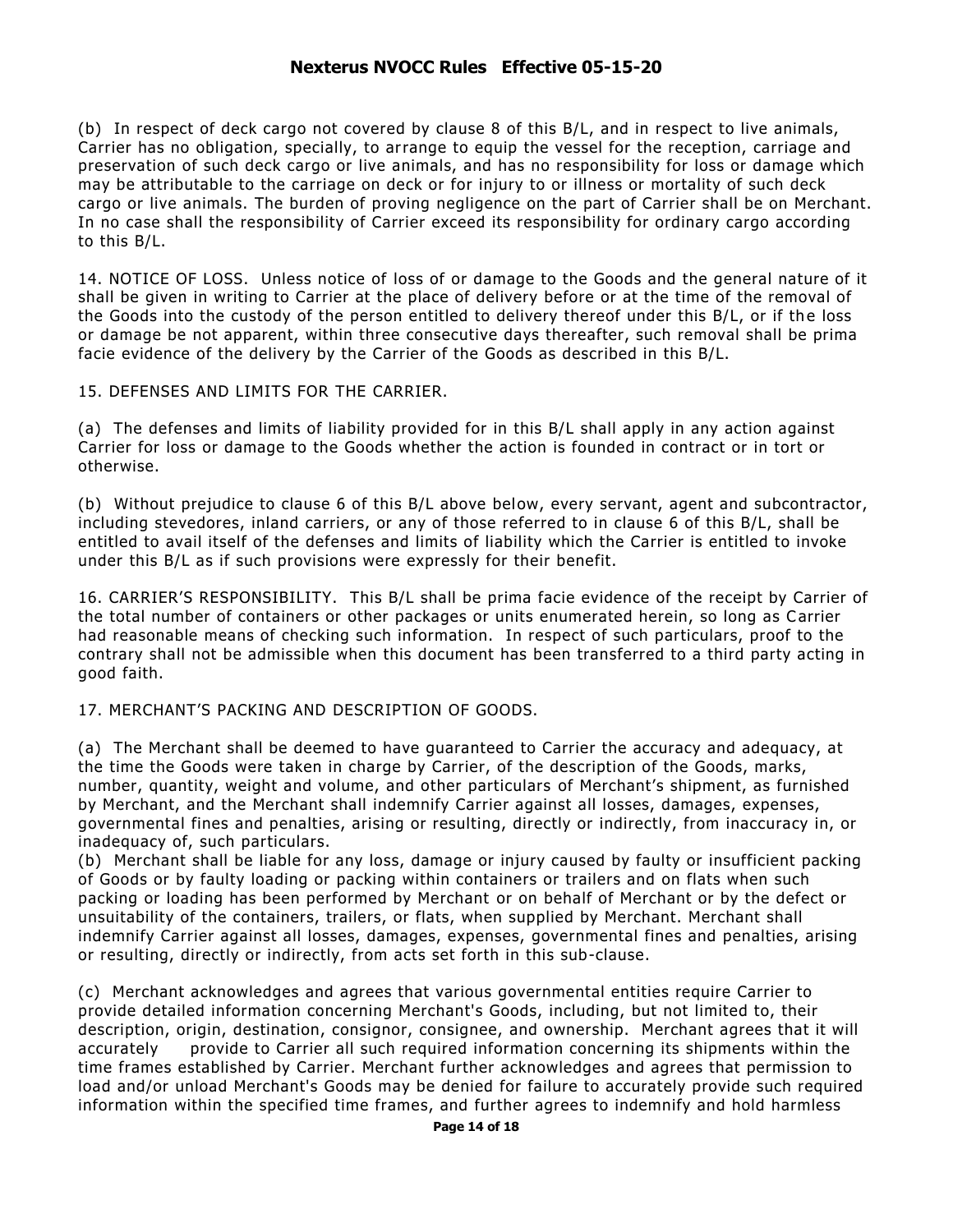(b) In respect of deck cargo not covered by clause 8 of this B/L, and in respect to live animals, Carrier has no obligation, specially, to arrange to equip the vessel for the reception, carriage and preservation of such deck cargo or live animals, and has no responsibility for loss or damage which may be attributable to the carriage on deck or for injury to or illness or mortality of such deck cargo or live animals. The burden of proving negligence on the part of Carrier shall be on Merchant. In no case shall the responsibility of Carrier exceed its responsibility for ordinary cargo according to this B/L.

14. NOTICE OF LOSS. Unless notice of loss of or damage to the Goods and the general nature of it shall be given in writing to Carrier at the place of delivery before or at the time of the removal of the Goods into the custody of the person entitled to delivery thereof under this B/L, or if the loss or damage be not apparent, within three consecutive days thereafter, such removal shall be prima facie evidence of the delivery by the Carrier of the Goods as described in this B/L.

15. DEFENSES AND LIMITS FOR THE CARRIER.

(a) The defenses and limits of liability provided for in this B/L shall apply in any action against Carrier for loss or damage to the Goods whether the action is founded in contract or in tort or otherwise.

(b) Without prejudice to clause 6 of this B/L above below, every servant, agent and subcontractor, including stevedores, inland carriers, or any of those referred to in clause 6 of this B/L, shall be entitled to avail itself of the defenses and limits of liability which the Carrier is entitled to invoke under this B/L as if such provisions were expressly for their benefit.

16. CARRIER'S RESPONSIBILITY. This B/L shall be prima facie evidence of the receipt by Carrier of the total number of containers or other packages or units enumerated herein, so long as Carrier had reasonable means of checking such information. In respect of such particulars, proof to the contrary shall not be admissible when this document has been transferred to a third party acting in good faith.

17. MERCHANT'S PACKING AND DESCRIPTION OF GOODS.

(a) The Merchant shall be deemed to have guaranteed to Carrier the accuracy and adequacy, at the time the Goods were taken in charge by Carrier, of the description of the Goods, marks, number, quantity, weight and volume, and other particulars of Merchant's shipment, as furnished by Merchant, and the Merchant shall indemnify Carrier against all losses, damages, expenses, governmental fines and penalties, arising or resulting, directly or indirectly, from inaccuracy in, or inadequacy of, such particulars.

(b) Merchant shall be liable for any loss, damage or injury caused by faulty or insufficient packing of Goods or by faulty loading or packing within containers or trailers and on flats when such packing or loading has been performed by Merchant or on behalf of Merchant or by the defect or unsuitability of the containers, trailers, or flats, when supplied by Merchant. Merchant shall indemnify Carrier against all losses, damages, expenses, governmental fines and penalties, arising or resulting, directly or indirectly, from acts set forth in this sub-clause.

(c) Merchant acknowledges and agrees that various governmental entities require Carrier to provide detailed information concerning Merchant's Goods, including, but not limited to, their description, origin, destination, consignor, consignee, and ownership. Merchant agrees that it will accurately provide to Carrier all such required information concerning its shipments within the time frames established by Carrier. Merchant further acknowledges and agrees that permission to load and/or unload Merchant's Goods may be denied for failure to accurately provide such required information within the specified time frames, and further agrees to indemnify and hold harmless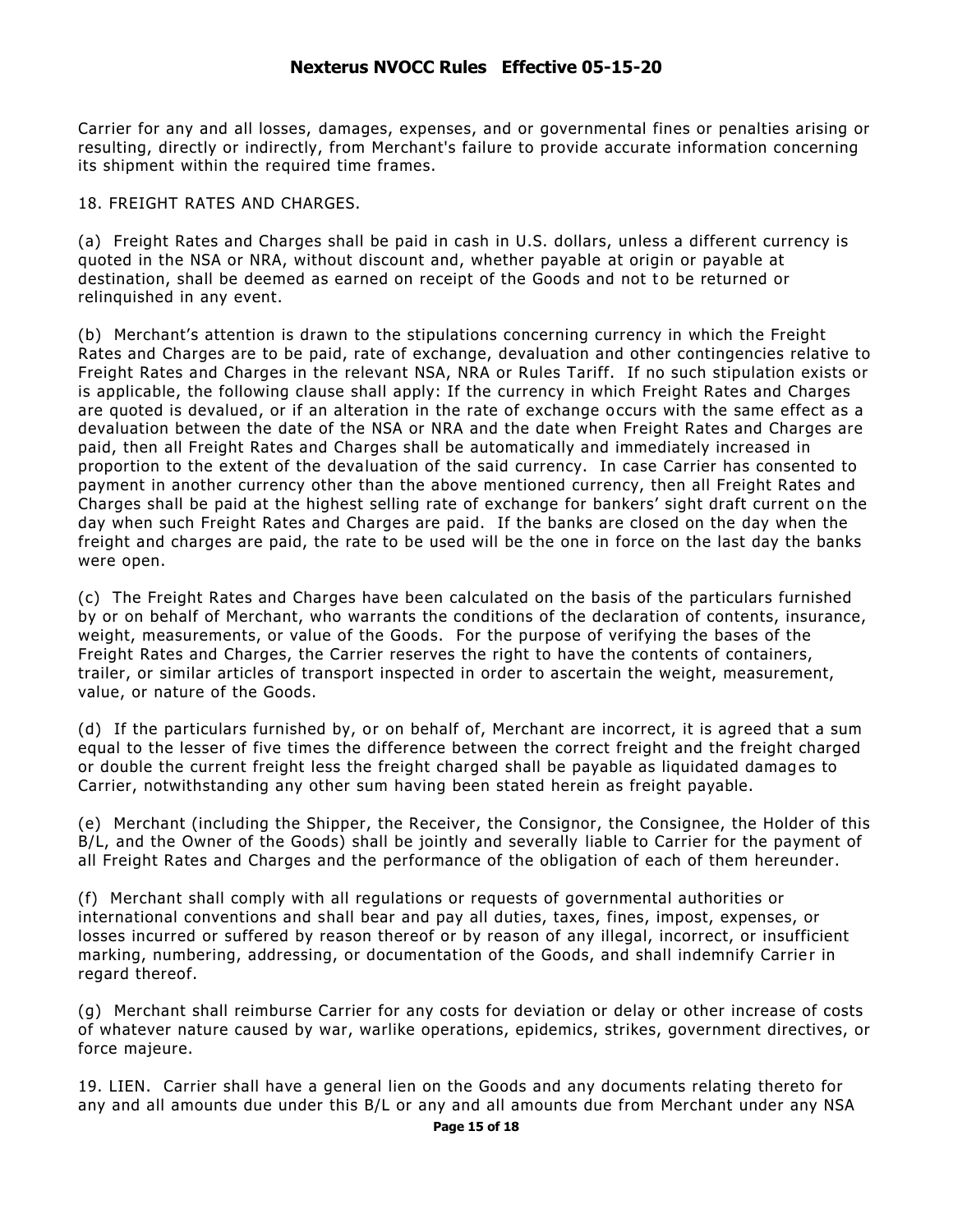Carrier for any and all losses, damages, expenses, and or governmental fines or penalties arising or resulting, directly or indirectly, from Merchant's failure to provide accurate information concerning its shipment within the required time frames.

18. FREIGHT RATES AND CHARGES.

(a) Freight Rates and Charges shall be paid in cash in U.S. dollars, unless a different currency is quoted in the NSA or NRA, without discount and, whether payable at origin or payable at destination, shall be deemed as earned on receipt of the Goods and not to be returned or relinquished in any event.

(b) Merchant's attention is drawn to the stipulations concerning currency in which the Freight Rates and Charges are to be paid, rate of exchange, devaluation and other contingencies relative to Freight Rates and Charges in the relevant NSA, NRA or Rules Tariff. If no such stipulation exists or is applicable, the following clause shall apply: If the currency in which Freight Rates and Charges are quoted is devalued, or if an alteration in the rate of exchange occurs with the same effect as a devaluation between the date of the NSA or NRA and the date when Freight Rates and Charges are paid, then all Freight Rates and Charges shall be automatically and immediately increased in proportion to the extent of the devaluation of the said currency. In case Carrier has consented to payment in another currency other than the above mentioned currency, then all Freight Rates and Charges shall be paid at the highest selling rate of exchange for bankers' sight draft current on the day when such Freight Rates and Charges are paid. If the banks are closed on the day when the freight and charges are paid, the rate to be used will be the one in force on the last day the banks were open.

(c) The Freight Rates and Charges have been calculated on the basis of the particulars furnished by or on behalf of Merchant, who warrants the conditions of the declaration of contents, insurance, weight, measurements, or value of the Goods. For the purpose of verifying the bases of the Freight Rates and Charges, the Carrier reserves the right to have the contents of containers, trailer, or similar articles of transport inspected in order to ascertain the weight, measurement, value, or nature of the Goods.

(d) If the particulars furnished by, or on behalf of, Merchant are incorrect, it is agreed that a sum equal to the lesser of five times the difference between the correct freight and the freight charged or double the current freight less the freight charged shall be payable as liquidated damages to Carrier, notwithstanding any other sum having been stated herein as freight payable.

(e) Merchant (including the Shipper, the Receiver, the Consignor, the Consignee, the Holder of this B/L, and the Owner of the Goods) shall be jointly and severally liable to Carrier for the payment of all Freight Rates and Charges and the performance of the obligation of each of them hereunder.

(f) Merchant shall comply with all regulations or requests of governmental authorities or international conventions and shall bear and pay all duties, taxes, fines, impost, expenses, or losses incurred or suffered by reason thereof or by reason of any illegal, incorrect, or insufficient marking, numbering, addressing, or documentation of the Goods, and shall indemnify Carrier in regard thereof.

(g) Merchant shall reimburse Carrier for any costs for deviation or delay or other increase of costs of whatever nature caused by war, warlike operations, epidemics, strikes, government directives, or force majeure.

19. LIEN. Carrier shall have a general lien on the Goods and any documents relating thereto for any and all amounts due under this B/L or any and all amounts due from Merchant under any NSA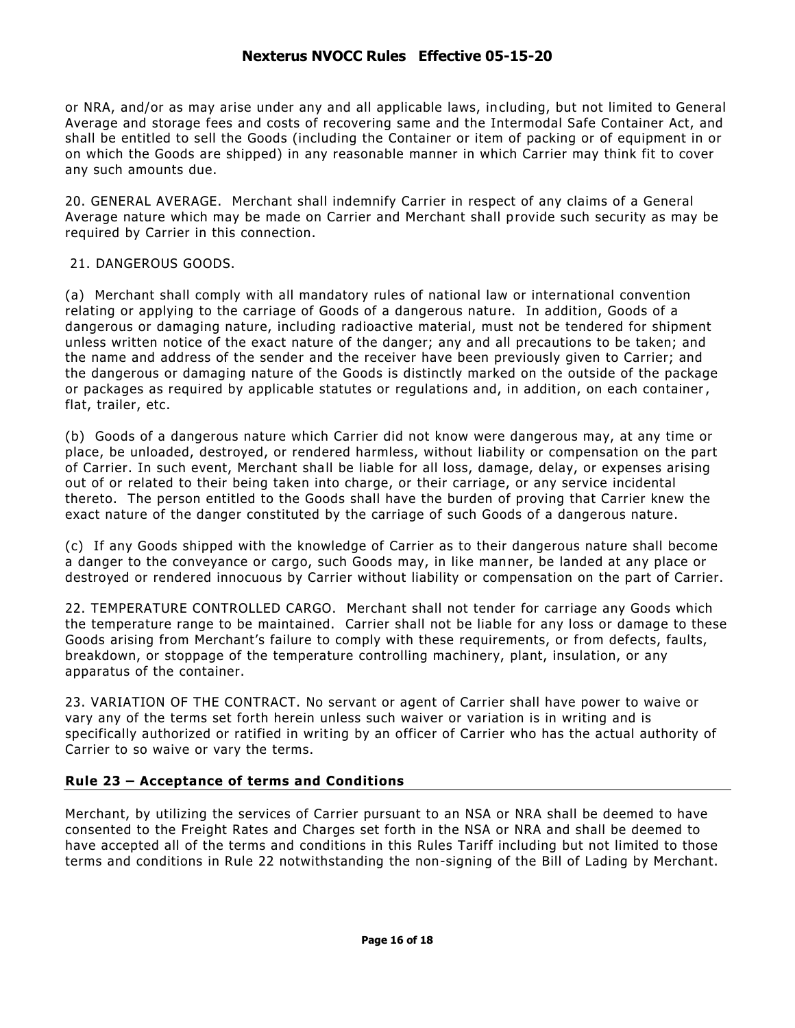or NRA, and/or as may arise under any and all applicable laws, including, but not limited to General Average and storage fees and costs of recovering same and the Intermodal Safe Container Act, and shall be entitled to sell the Goods (including the Container or item of packing or of equipment in or on which the Goods are shipped) in any reasonable manner in which Carrier may think fit to cover any such amounts due.

20. GENERAL AVERAGE. Merchant shall indemnify Carrier in respect of any claims of a General Average nature which may be made on Carrier and Merchant shall provide such security as may be required by Carrier in this connection.

21. DANGEROUS GOODS.

(a) Merchant shall comply with all mandatory rules of national law or international convention relating or applying to the carriage of Goods of a dangerous nature. In addition, Goods of a dangerous or damaging nature, including radioactive material, must not be tendered for shipment unless written notice of the exact nature of the danger; any and all precautions to be taken; and the name and address of the sender and the receiver have been previously given to Carrier; and the dangerous or damaging nature of the Goods is distinctly marked on the outside of the package or packages as required by applicable statutes or regulations and, in addition, on each container, flat, trailer, etc.

(b) Goods of a dangerous nature which Carrier did not know were dangerous may, at any time or place, be unloaded, destroyed, or rendered harmless, without liability or compensation on the part of Carrier. In such event, Merchant shall be liable for all loss, damage, delay, or expenses arising out of or related to their being taken into charge, or their carriage, or any service incidental thereto. The person entitled to the Goods shall have the burden of proving that Carrier knew the exact nature of the danger constituted by the carriage of such Goods of a dangerous nature.

(c) If any Goods shipped with the knowledge of Carrier as to their dangerous nature shall become a danger to the conveyance or cargo, such Goods may, in like manner, be landed at any place or destroyed or rendered innocuous by Carrier without liability or compensation on the part of Carrier.

22. TEMPERATURE CONTROLLED CARGO. Merchant shall not tender for carriage any Goods which the temperature range to be maintained. Carrier shall not be liable for any loss or damage to these Goods arising from Merchant's failure to comply with these requirements, or from defects, faults, breakdown, or stoppage of the temperature controlling machinery, plant, insulation, or any apparatus of the container.

23. VARIATION OF THE CONTRACT. No servant or agent of Carrier shall have power to waive or vary any of the terms set forth herein unless such waiver or variation is in writing and is specifically authorized or ratified in writing by an officer of Carrier who has the actual authority of Carrier to so waive or vary the terms.

## Rule 23 – Acceptance of terms and Conditions

Merchant, by utilizing the services of Carrier pursuant to an NSA or NRA shall be deemed to have consented to the Freight Rates and Charges set forth in the NSA or NRA and shall be deemed to have accepted all of the terms and conditions in this Rules Tariff including but not limited to those terms and conditions in Rule 22 notwithstanding the non-signing of the Bill of Lading by Merchant.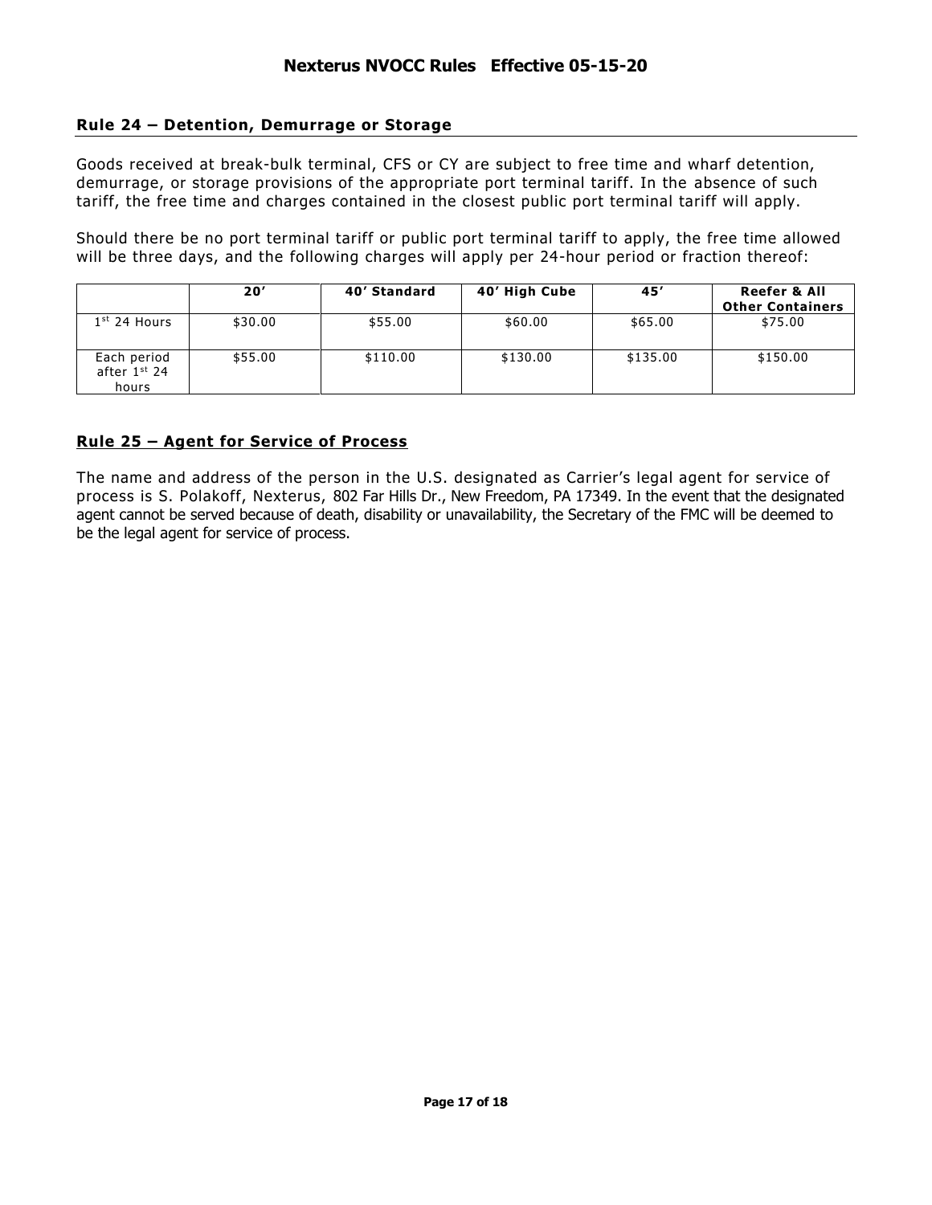## Rule 24 – Detention, Demurrage or Storage

Goods received at break-bulk terminal, CFS or CY are subject to free time and wharf detention, demurrage, or storage provisions of the appropriate port terminal tariff. In the absence of such tariff, the free time and charges contained in the closest public port terminal tariff will apply.

Should there be no port terminal tariff or public port terminal tariff to apply, the free time allowed will be three days, and the following charges will apply per 24-hour period or fraction thereof:

| | 20' | 40' Standard | 40' High Cube | 45' | Reefer & All Other Containers |
|---|---|---|---|---|---|
| 1st 24 Hours | $30.00 | $55.00 | $60.00 | $65.00 | $75.00 |
| Each period after 1st 24 hours | $55.00 | $110.00 | $130.00 | $135.00 | $150.00 |

## Rule 25 – Agent for Service of Process

The name and address of the person in the U.S. designated as Carrier's legal agent for service of process is S. Polakoff, Nexterus, 802 Far Hills Dr., New Freedom, PA 17349. In the event that the designated agent cannot be served because of death, disability or unavailability, the Secretary of the FMC will be deemed to be the legal agent for service of process.